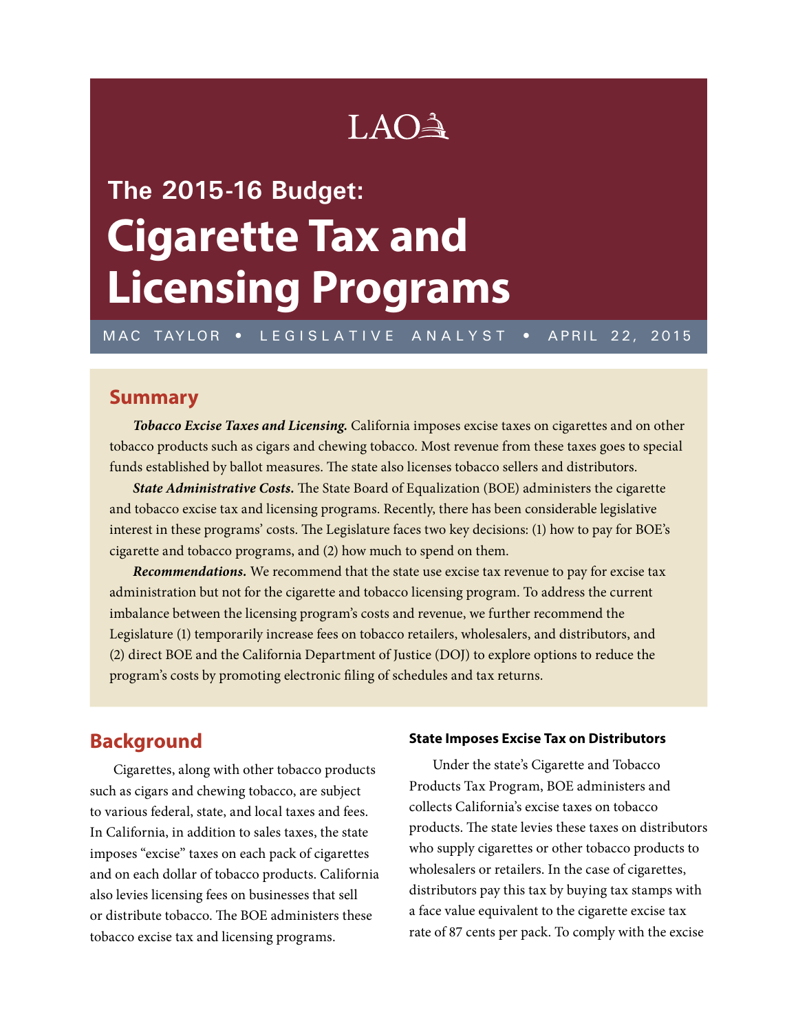LAO

# The 2015-16 Budget: Cigarette Tax and Licensing Programs

MAC TAYLOR • LEGISLATIVE ANALYST • APRIL 22, 2015

## Summary

***Tobacco Excise Taxes and Licensing.*** California imposes excise taxes on cigarettes and on other tobacco products such as cigars and chewing tobacco. Most revenue from these taxes goes to special funds established by ballot measures. The state also licenses tobacco sellers and distributors.

***State Administrative Costs.*** The State Board of Equalization (BOE) administers the cigarette and tobacco excise tax and licensing programs. Recently, there has been considerable legislative interest in these programs' costs. The Legislature faces two key decisions: (1) how to pay for BOE's cigarette and tobacco programs, and (2) how much to spend on them.

***Recommendations.*** We recommend that the state use excise tax revenue to pay for excise tax administration but not for the cigarette and tobacco licensing program. To address the current imbalance between the licensing program's costs and revenue, we further recommend the Legislature (1) temporarily increase fees on tobacco retailers, wholesalers, and distributors, and (2) direct BOE and the California Department of Justice (DOJ) to explore options to reduce the program's costs by promoting electronic filing of schedules and tax returns.

## Background

Cigarettes, along with other tobacco products such as cigars and chewing tobacco, are subject to various federal, state, and local taxes and fees. In California, in addition to sales taxes, the state imposes "excise" taxes on each pack of cigarettes and on each dollar of tobacco products. California also levies licensing fees on businesses that sell or distribute tobacco. The BOE administers these tobacco excise tax and licensing programs.

### State Imposes Excise Tax on Distributors

Under the state's Cigarette and Tobacco Products Tax Program, BOE administers and collects California's excise taxes on tobacco products. The state levies these taxes on distributors who supply cigarettes or other tobacco products to wholesalers or retailers. In the case of cigarettes, distributors pay this tax by buying tax stamps with a face value equivalent to the cigarette excise tax rate of 87 cents per pack. To comply with the excise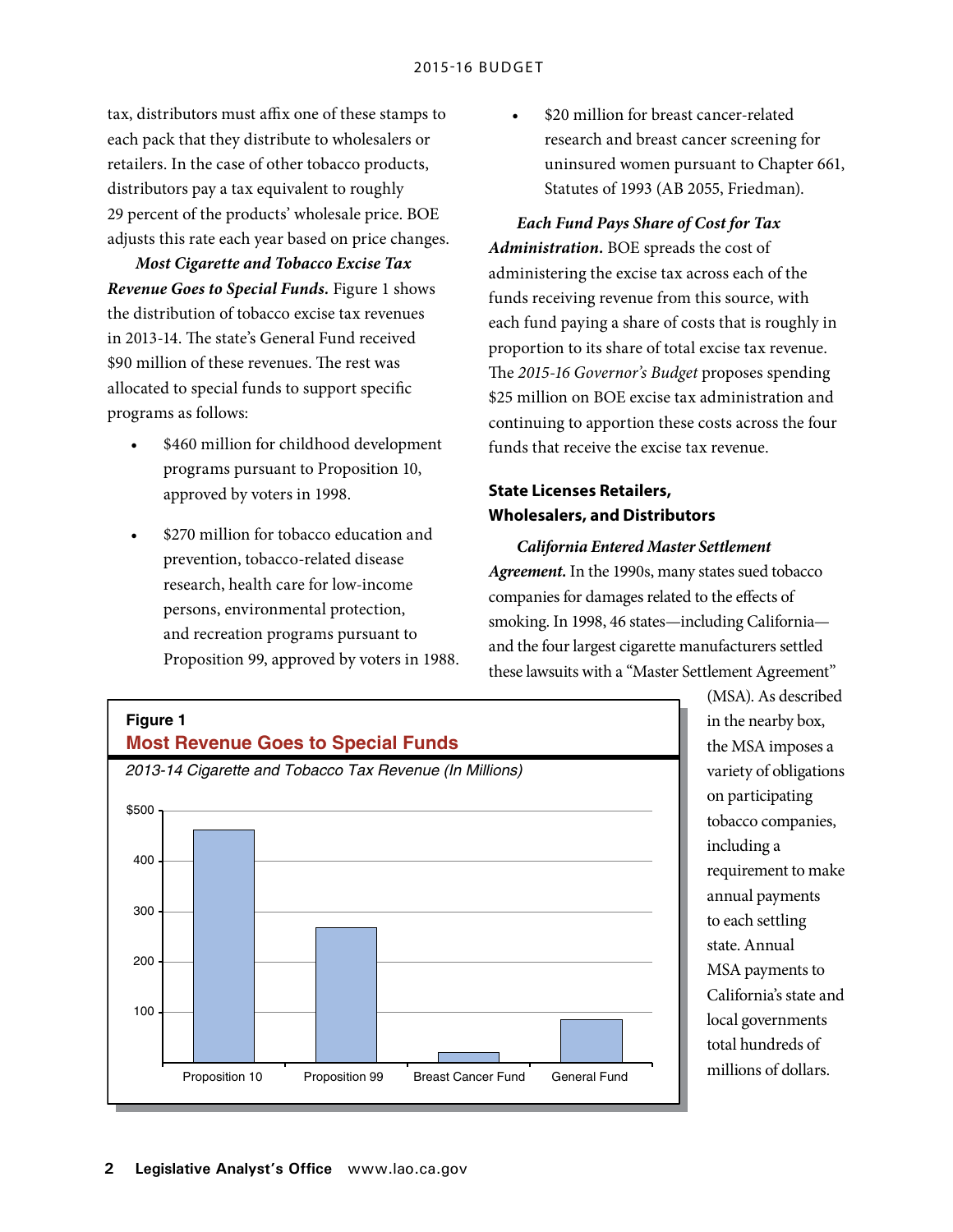tax, distributors must affix one of these stamps to each pack that they distribute to wholesalers or retailers. In the case of other tobacco products, distributors pay a tax equivalent to roughly 29 percent of the products' wholesale price. BOE adjusts this rate each year based on price changes.

***Most Cigarette and Tobacco Excise Tax Revenue Goes to Special Funds.*** Figure 1 shows the distribution of tobacco excise tax revenues in 2013-14. The state's General Fund received $90 million of these revenues. The rest was allocated to special funds to support specific programs as follows:

- $460 million for childhood development programs pursuant to Proposition 10, approved by voters in 1998.
- $270 million for tobacco education and prevention, tobacco-related disease research, health care for low-income persons, environmental protection, and recreation programs pursuant to Proposition 99, approved by voters in 1988.
- $20 million for breast cancer-related research and breast cancer screening for uninsured women pursuant to Chapter 661, Statutes of 1993 (AB 2055, Friedman).

***Each Fund Pays Share of Cost for Tax Administration.*** BOE spreads the cost of administering the excise tax across each of the funds receiving revenue from this source, with each fund paying a share of costs that is roughly in proportion to its share of total excise tax revenue. The *2015-16 Governor's Budget* proposes spending $25 million on BOE excise tax administration and continuing to apportion these costs across the four funds that receive the excise tax revenue.

### State Licenses Retailers, Wholesalers, and Distributors

***California Entered Master Settlement Agreement.*** In the 1990s, many states sued tobacco companies for damages related to the effects of smoking. In 1998, 46 states—including California—and the four largest cigarette manufacturers settled these lawsuits with a "Master Settlement Agreement" (MSA). As described in the nearby box, the MSA imposes a variety of obligations on participating tobacco companies, including a requirement to make annual payments to each settling state. Annual MSA payments to California's state and local governments total hundreds of millions of dollars.

**Figure 1**

**Most Revenue Goes to Special Funds**

*2013-14 Cigarette and Tobacco Tax Revenue (In Millions)*

| Fund | Revenue (In Millions) |
|---|---|
| Proposition 10 | $460 |
| Proposition 99 | $270 |
| Breast Cancer Fund | $20 |
| General Fund | $90 |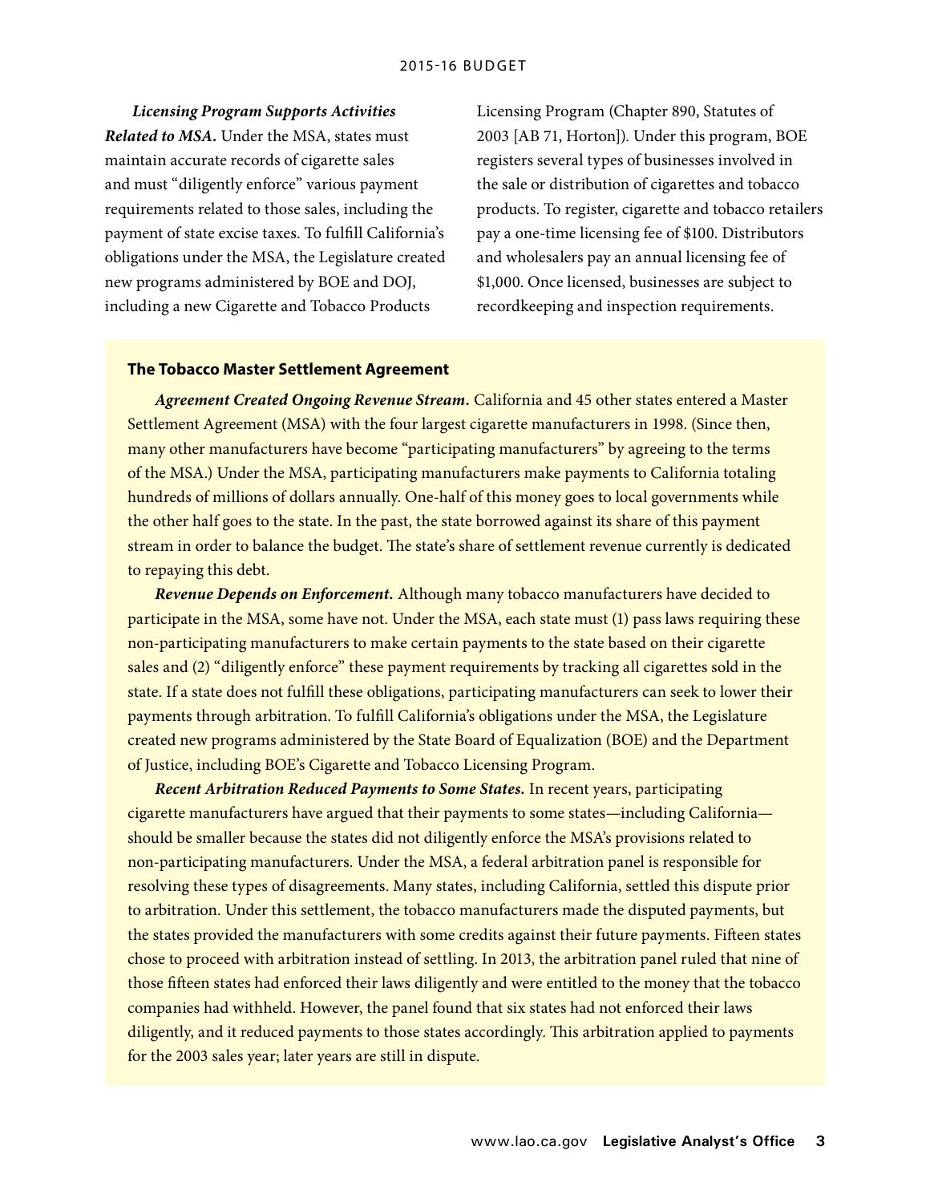***Licensing Program Supports Activities Related to MSA.*** Under the MSA, states must maintain accurate records of cigarette sales and must "diligently enforce" various payment requirements related to those sales, including the payment of state excise taxes. To fulfill California's obligations under the MSA, the Legislature created new programs administered by BOE and DOJ, including a new Cigarette and Tobacco Products Licensing Program (Chapter 890, Statutes of 2003 [AB 71, Horton]). Under this program, BOE registers several types of businesses involved in the sale or distribution of cigarettes and tobacco products. To register, cigarette and tobacco retailers pay a one-time licensing fee of $100. Distributors and wholesalers pay an annual licensing fee of $1,000. Once licensed, businesses are subject to recordkeeping and inspection requirements.

### The Tobacco Master Settlement Agreement

***Agreement Created Ongoing Revenue Stream.*** California and 45 other states entered a Master Settlement Agreement (MSA) with the four largest cigarette manufacturers in 1998. (Since then, many other manufacturers have become "participating manufacturers" by agreeing to the terms of the MSA.) Under the MSA, participating manufacturers make payments to California totaling hundreds of millions of dollars annually. One-half of this money goes to local governments while the other half goes to the state. In the past, the state borrowed against its share of this payment stream in order to balance the budget. The state's share of settlement revenue currently is dedicated to repaying this debt.

***Revenue Depends on Enforcement.*** Although many tobacco manufacturers have decided to participate in the MSA, some have not. Under the MSA, each state must (1) pass laws requiring these non-participating manufacturers to make certain payments to the state based on their cigarette sales and (2) "diligently enforce" these payment requirements by tracking all cigarettes sold in the state. If a state does not fulfill these obligations, participating manufacturers can seek to lower their payments through arbitration. To fulfill California's obligations under the MSA, the Legislature created new programs administered by the State Board of Equalization (BOE) and the Department of Justice, including BOE's Cigarette and Tobacco Licensing Program.

***Recent Arbitration Reduced Payments to Some States.*** In recent years, participating cigarette manufacturers have argued that their payments to some states—including California—should be smaller because the states did not diligently enforce the MSA's provisions related to non-participating manufacturers. Under the MSA, a federal arbitration panel is responsible for resolving these types of disagreements. Many states, including California, settled this dispute prior to arbitration. Under this settlement, the tobacco manufacturers made the disputed payments, but the states provided the manufacturers with some credits against their future payments. Fifteen states chose to proceed with arbitration instead of settling. In 2013, the arbitration panel ruled that nine of those fifteen states had enforced their laws diligently and were entitled to the money that the tobacco companies had withheld. However, the panel found that six states had not enforced their laws diligently, and it reduced payments to those states accordingly. This arbitration applied to payments for the 2003 sales year; later years are still in dispute.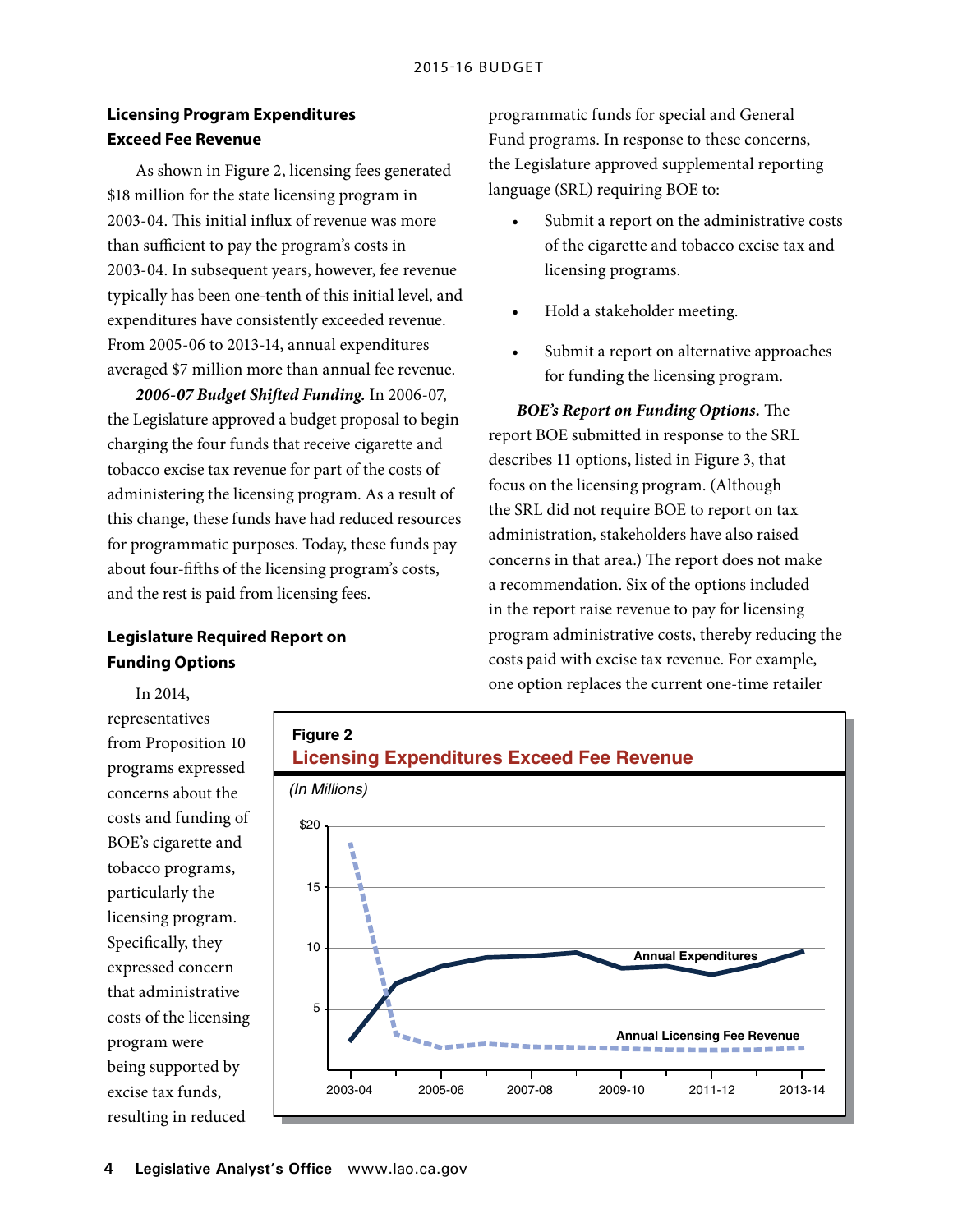### Licensing Program Expenditures Exceed Fee Revenue

As shown in Figure 2, licensing fees generated $18 million for the state licensing program in 2003-04. This initial influx of revenue was more than sufficient to pay the program's costs in 2003-04. In subsequent years, however, fee revenue typically has been one-tenth of this initial level, and expenditures have consistently exceeded revenue. From 2005-06 to 2013-14, annual expenditures averaged $7 million more than annual fee revenue.

***2006-07 Budget Shifted Funding.*** In 2006-07, the Legislature approved a budget proposal to begin charging the four funds that receive cigarette and tobacco excise tax revenue for part of the costs of administering the licensing program. As a result of this change, these funds have had reduced resources for programmatic purposes. Today, these funds pay about four-fifths of the licensing program's costs, and the rest is paid from licensing fees.

### Legislature Required Report on Funding Options

In 2014, representatives from Proposition 10 programs expressed concerns about the costs and funding of BOE's cigarette and tobacco programs, particularly the licensing program. Specifically, they expressed concern that administrative costs of the licensing program were being supported by excise tax funds, resulting in reduced programmatic funds for special and General Fund programs. In response to these concerns, the Legislature approved supplemental reporting language (SRL) requiring BOE to:

- Submit a report on the administrative costs of the cigarette and tobacco excise tax and licensing programs.
- Hold a stakeholder meeting.
- Submit a report on alternative approaches for funding the licensing program.

***BOE's Report on Funding Options.*** The report BOE submitted in response to the SRL describes 11 options, listed in Figure 3, that focus on the licensing program. (Although the SRL did not require BOE to report on tax administration, stakeholders have also raised concerns in that area.) The report does not make a recommendation. Six of the options included in the report raise revenue to pay for licensing program administrative costs, thereby reducing the costs paid with excise tax revenue. For example, one option replaces the current one-time retailer

**Figure 2**

**Licensing Expenditures Exceed Fee Revenue**

*(In Millions)*

| Fiscal Year | Annual Expenditures | Annual Licensing Fee Revenue |
|---|---|---|
| 2003-04 | ~2.5 | ~18.5 |
| 2004-05 | ~7 | ~3 |
| 2005-06 | ~8.5 | ~2 |
| 2006-07 | ~9.2 | ~2.2 |
| 2007-08 | ~9.3 | ~2 |
| 2008-09 | ~9.6 | ~2 |
| 2009-10 | ~8.3 | ~1.8 |
| 2010-11 | ~8.5 | ~1.7 |
| 2011-12 | ~7.8 | ~1.7 |
| 2012-13 | ~8.5 | ~1.8 |
| 2013-14 | ~9.7 | ~1.9 |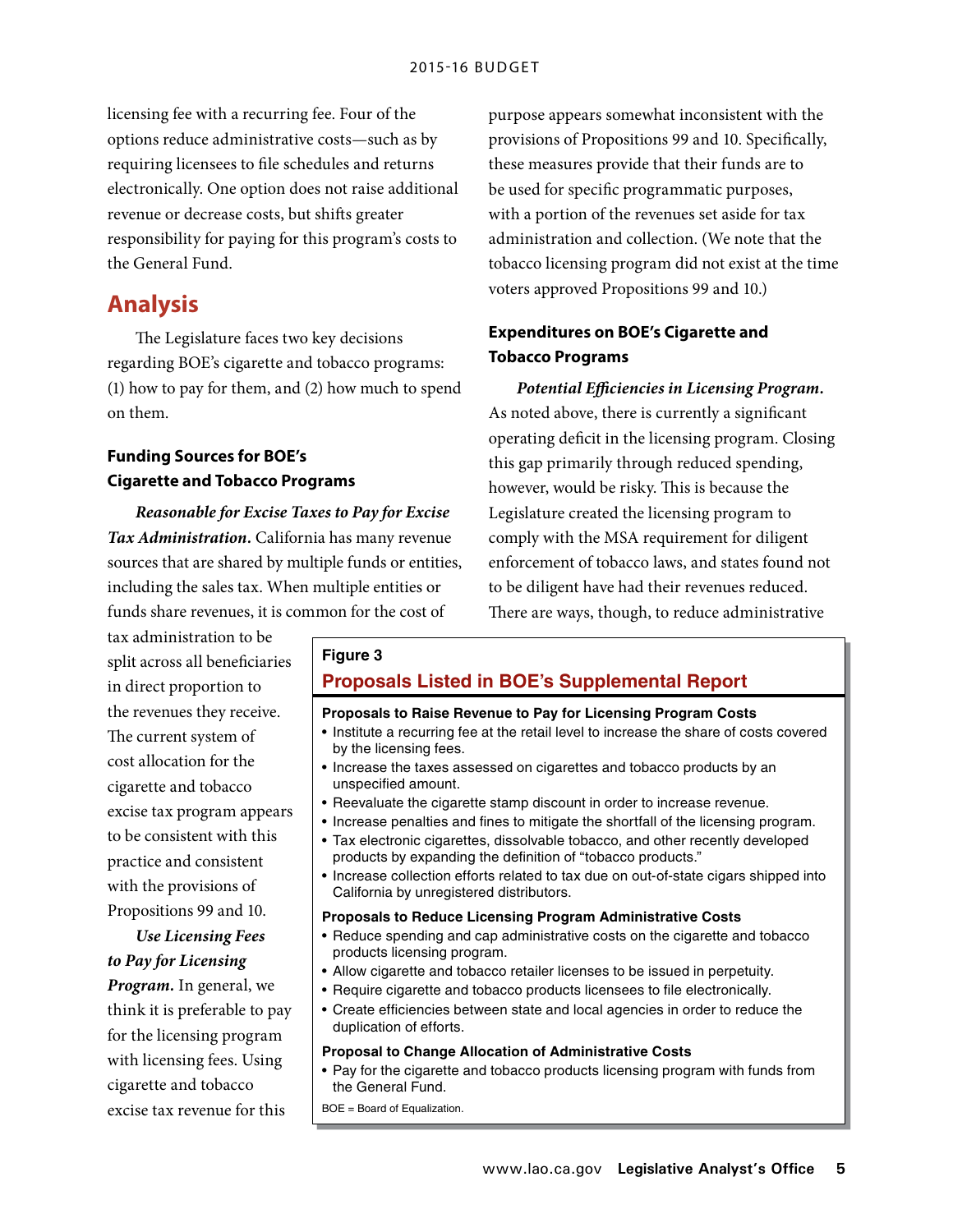licensing fee with a recurring fee. Four of the options reduce administrative costs—such as by requiring licensees to file schedules and returns electronically. One option does not raise additional revenue or decrease costs, but shifts greater responsibility for paying for this program's costs to the General Fund.

## Analysis

The Legislature faces two key decisions regarding BOE's cigarette and tobacco programs: (1) how to pay for them, and (2) how much to spend on them.

### Funding Sources for BOE's Cigarette and Tobacco Programs

***Reasonable for Excise Taxes to Pay for Excise Tax Administration.*** California has many revenue sources that are shared by multiple funds or entities, including the sales tax. When multiple entities or funds share revenues, it is common for the cost of tax administration to be split across all beneficiaries in direct proportion to the revenues they receive. The current system of cost allocation for the cigarette and tobacco excise tax program appears to be consistent with this practice and consistent with the provisions of Propositions 99 and 10.

***Use Licensing Fees to Pay for Licensing Program.*** In general, we think it is preferable to pay for the licensing program with licensing fees. Using cigarette and tobacco excise tax revenue for this purpose appears somewhat inconsistent with the provisions of Propositions 99 and 10. Specifically, these measures provide that their funds are to be used for specific programmatic purposes, with a portion of the revenues set aside for tax administration and collection. (We note that the tobacco licensing program did not exist at the time voters approved Propositions 99 and 10.)

### Expenditures on BOE's Cigarette and Tobacco Programs

***Potential Efficiencies in Licensing Program.*** As noted above, there is currently a significant operating deficit in the licensing program. Closing this gap primarily through reduced spending, however, would be risky. This is because the Legislature created the licensing program to comply with the MSA requirement for diligent enforcement of tobacco laws, and states found not to be diligent have had their revenues reduced. There are ways, though, to reduce administrative

**Figure 3**

**Proposals Listed in BOE's Supplemental Report**

**Proposals to Raise Revenue to Pay for Licensing Program Costs**

- Institute a recurring fee at the retail level to increase the share of costs covered by the licensing fees.
- Increase the taxes assessed on cigarettes and tobacco products by an unspecified amount.
- Reevaluate the cigarette stamp discount in order to increase revenue.
- Increase penalties and fines to mitigate the shortfall of the licensing program.
- Tax electronic cigarettes, dissolvable tobacco, and other recently developed products by expanding the definition of "tobacco products."
- Increase collection efforts related to tax due on out-of-state cigars shipped into California by unregistered distributors.

**Proposals to Reduce Licensing Program Administrative Costs**

- Reduce spending and cap administrative costs on the cigarette and tobacco products licensing program.
- Allow cigarette and tobacco retailer licenses to be issued in perpetuity.
- Require cigarette and tobacco products licensees to file electronically.
- Create efficiencies between state and local agencies in order to reduce the duplication of efforts.

**Proposal to Change Allocation of Administrative Costs**

- Pay for the cigarette and tobacco products licensing program with funds from the General Fund.

BOE = Board of Equalization.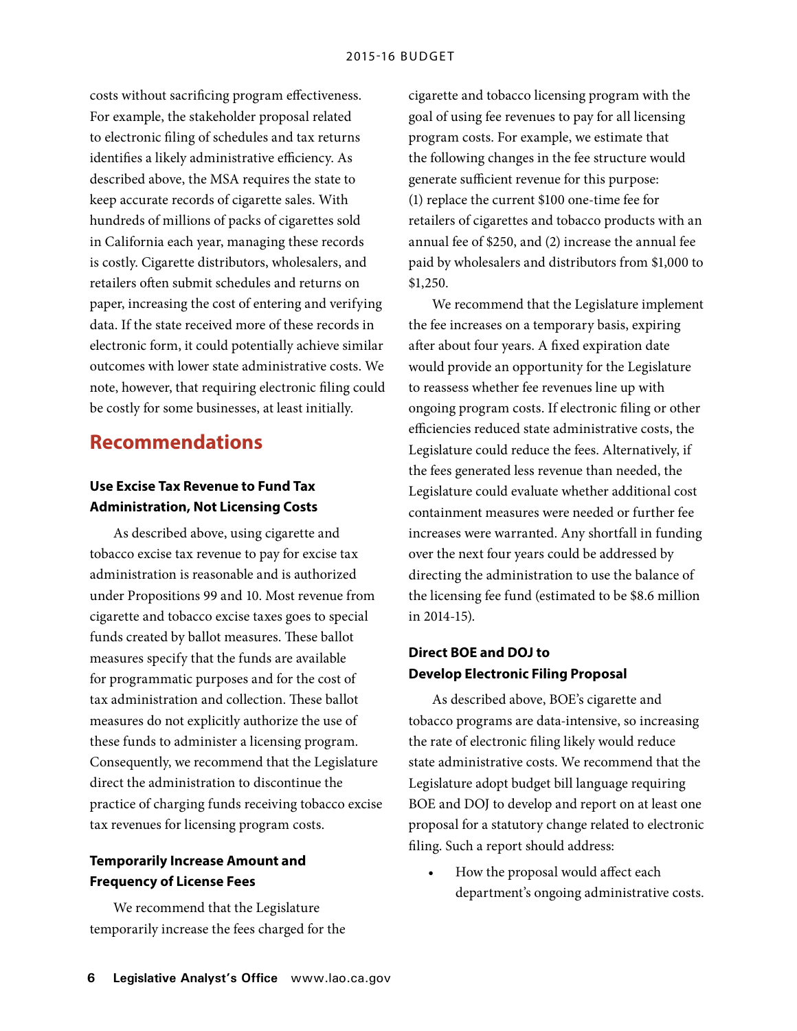costs without sacrificing program effectiveness. For example, the stakeholder proposal related to electronic filing of schedules and tax returns identifies a likely administrative efficiency. As described above, the MSA requires the state to keep accurate records of cigarette sales. With hundreds of millions of packs of cigarettes sold in California each year, managing these records is costly. Cigarette distributors, wholesalers, and retailers often submit schedules and returns on paper, increasing the cost of entering and verifying data. If the state received more of these records in electronic form, it could potentially achieve similar outcomes with lower state administrative costs. We note, however, that requiring electronic filing could be costly for some businesses, at least initially.

## Recommendations

### Use Excise Tax Revenue to Fund Tax Administration, Not Licensing Costs

As described above, using cigarette and tobacco excise tax revenue to pay for excise tax administration is reasonable and is authorized under Propositions 99 and 10. Most revenue from cigarette and tobacco excise taxes goes to special funds created by ballot measures. These ballot measures specify that the funds are available for programmatic purposes and for the cost of tax administration and collection. These ballot measures do not explicitly authorize the use of these funds to administer a licensing program. Consequently, we recommend that the Legislature direct the administration to discontinue the practice of charging funds receiving tobacco excise tax revenues for licensing program costs.

### Temporarily Increase Amount and Frequency of License Fees

We recommend that the Legislature temporarily increase the fees charged for the cigarette and tobacco licensing program with the goal of using fee revenues to pay for all licensing program costs. For example, we estimate that the following changes in the fee structure would generate sufficient revenue for this purpose: (1) replace the current $100 one-time fee for retailers of cigarettes and tobacco products with an annual fee of $250, and (2) increase the annual fee paid by wholesalers and distributors from $1,000 to $1,250.

We recommend that the Legislature implement the fee increases on a temporary basis, expiring after about four years. A fixed expiration date would provide an opportunity for the Legislature to reassess whether fee revenues line up with ongoing program costs. If electronic filing or other efficiencies reduced state administrative costs, the Legislature could reduce the fees. Alternatively, if the fees generated less revenue than needed, the Legislature could evaluate whether additional cost containment measures were needed or further fee increases were warranted. Any shortfall in funding over the next four years could be addressed by directing the administration to use the balance of the licensing fee fund (estimated to be $8.6 million in 2014-15).

### Direct BOE and DOJ to Develop Electronic Filing Proposal

As described above, BOE's cigarette and tobacco programs are data-intensive, so increasing the rate of electronic filing likely would reduce state administrative costs. We recommend that the Legislature adopt budget bill language requiring BOE and DOJ to develop and report on at least one proposal for a statutory change related to electronic filing. Such a report should address:

- How the proposal would affect each department's ongoing administrative costs.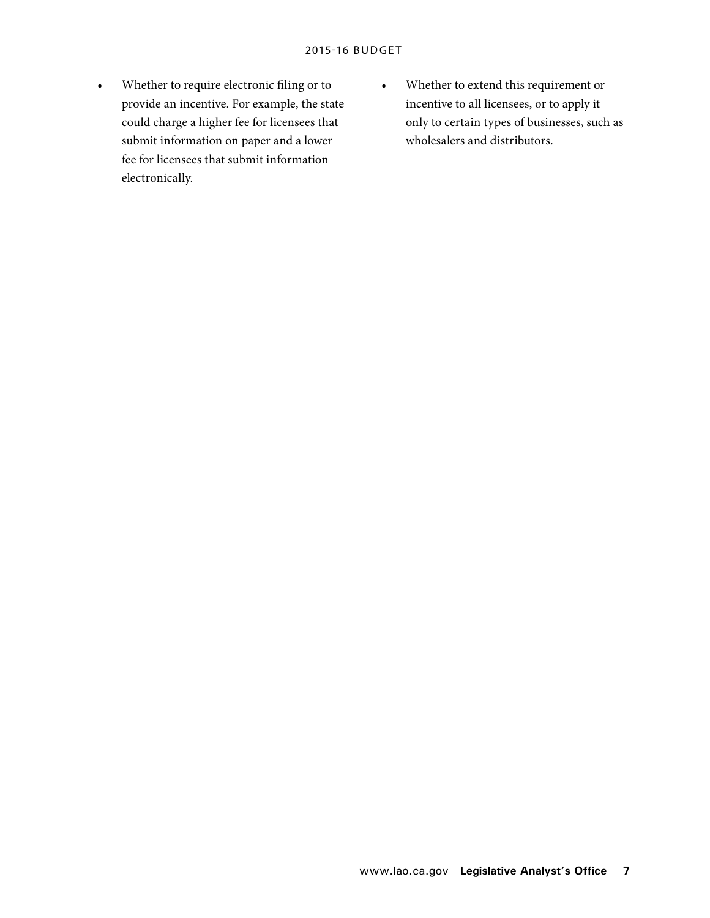- Whether to require electronic filing or to provide an incentive. For example, the state could charge a higher fee for licensees that submit information on paper and a lower fee for licensees that submit information electronically.
- Whether to extend this requirement or incentive to all licensees, or to apply it only to certain types of businesses, such as wholesalers and distributors.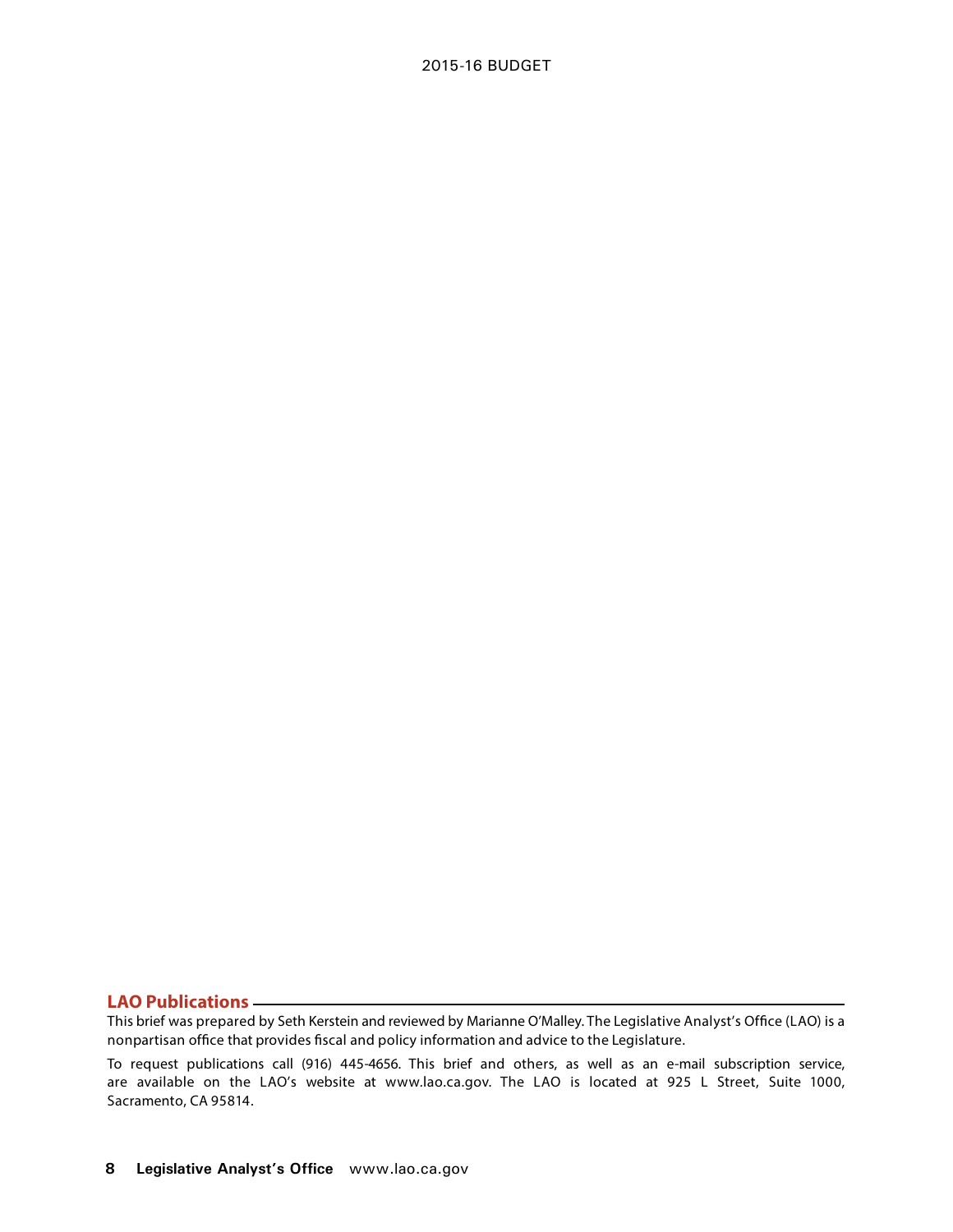## LAO Publications

This brief was prepared by Seth Kerstein and reviewed by Marianne O'Malley. The Legislative Analyst's Office (LAO) is a nonpartisan office that provides fiscal and policy information and advice to the Legislature.

To request publications call (916) 445-4656. This brief and others, as well as an e-mail subscription service, are available on the LAO's website at www.lao.ca.gov. The LAO is located at 925 L Street, Suite 1000, Sacramento, CA 95814.